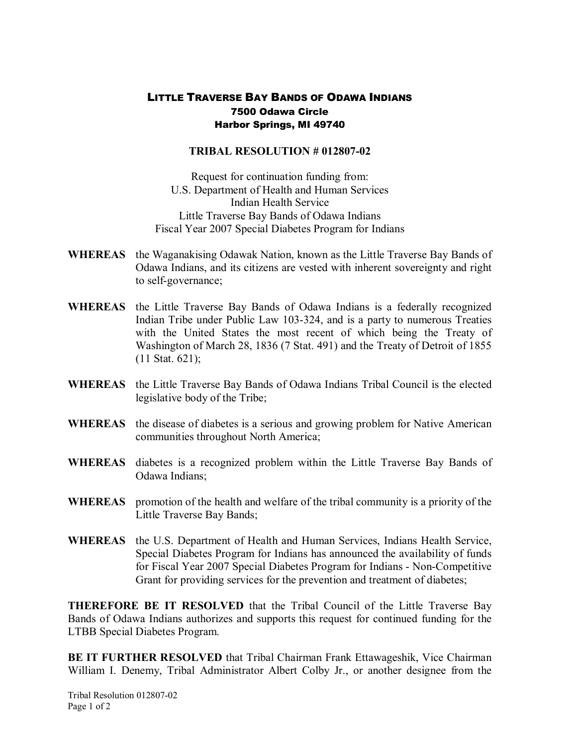# LITTLE TRAVERSE BAY BANDS OF ODAWA INDIANS

**7500 Odawa Circle**
**Harbor Springs, MI 49740**

## TRIBAL RESOLUTION # 012807-02

Request for continuation funding from:
U.S. Department of Health and Human Services
Indian Health Service
Little Traverse Bay Bands of Odawa Indians
Fiscal Year 2007 Special Diabetes Program for Indians

**WHEREAS** the Waganakising Odawak Nation, known as the Little Traverse Bay Bands of Odawa Indians, and its citizens are vested with inherent sovereignty and right to self-governance;

**WHEREAS** the Little Traverse Bay Bands of Odawa Indians is a federally recognized Indian Tribe under Public Law 103-324, and is a party to numerous Treaties with the United States the most recent of which being the Treaty of Washington of March 28, 1836 (7 Stat. 491) and the Treaty of Detroit of 1855 (11 Stat. 621);

**WHEREAS** the Little Traverse Bay Bands of Odawa Indians Tribal Council is the elected legislative body of the Tribe;

**WHEREAS** the disease of diabetes is a serious and growing problem for Native American communities throughout North America;

**WHEREAS** diabetes is a recognized problem within the Little Traverse Bay Bands of Odawa Indians;

**WHEREAS** promotion of the health and welfare of the tribal community is a priority of the Little Traverse Bay Bands;

**WHEREAS** the U.S. Department of Health and Human Services, Indians Health Service, Special Diabetes Program for Indians has announced the availability of funds for Fiscal Year 2007 Special Diabetes Program for Indians - Non-Competitive Grant for providing services for the prevention and treatment of diabetes;

**THEREFORE BE IT RESOLVED** that the Tribal Council of the Little Traverse Bay Bands of Odawa Indians authorizes and supports this request for continued funding for the LTBB Special Diabetes Program.

**BE IT FURTHER RESOLVED** that Tribal Chairman Frank Ettawageshik, Vice Chairman William I. Denemy, Tribal Administrator Albert Colby Jr., or another designee from the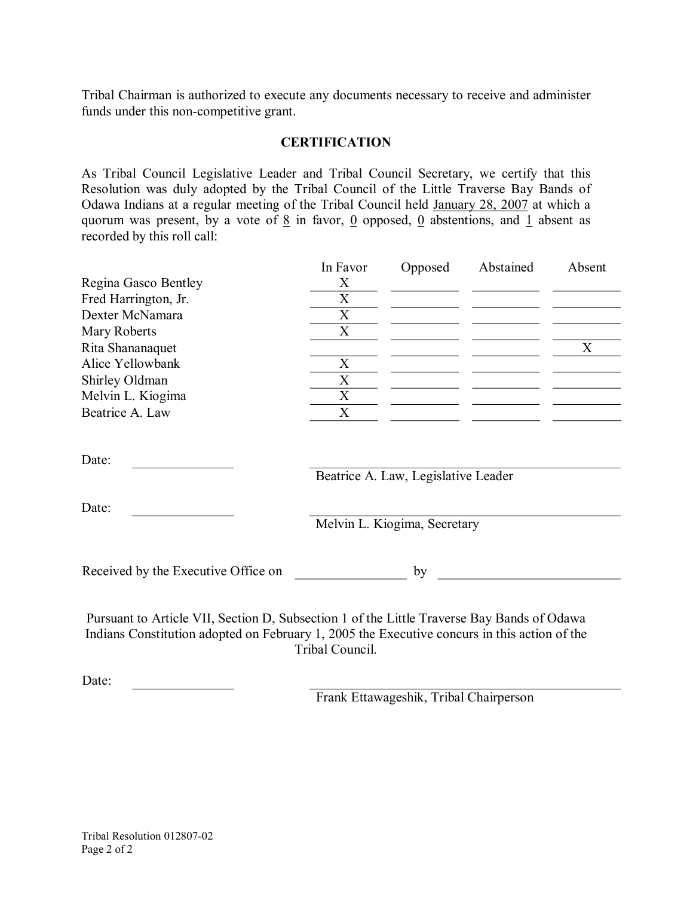Tribal Chairman is authorized to execute any documents necessary to receive and administer funds under this non-competitive grant.

## CERTIFICATION

As Tribal Council Legislative Leader and Tribal Council Secretary, we certify that this Resolution was duly adopted by the Tribal Council of the Little Traverse Bay Bands of Odawa Indians at a regular meeting of the Tribal Council held January 28, 2007 at which a quorum was present, by a vote of 8 in favor, 0 opposed, 0 abstentions, and 1 absent as recorded by this roll call:

| | In Favor | Opposed | Abstained | Absent |
|---|---|---|---|---|
| Regina Gasco Bentley | X | | | |
| Fred Harrington, Jr. | X | | | |
| Dexter McNamara | X | | | |
| Mary Roberts | X | | | |
| Rita Shananaquet | | | | X |
| Alice Yellowbank | X | | | |
| Shirley Oldman | X | | | |
| Melvin L. Kiogima | X | | | |
| Beatrice A. Law | X | | | |

Date: _______________ _______________________________
Beatrice A. Law, Legislative Leader

Date: _______________ _______________________________
Melvin L. Kiogima, Secretary

Received by the Executive Office on _______________ by _______________________________

Pursuant to Article VII, Section D, Subsection 1 of the Little Traverse Bay Bands of Odawa Indians Constitution adopted on February 1, 2005 the Executive concurs in this action of the Tribal Council.

Date: _______________ _______________________________
Frank Ettawageshik, Tribal Chairperson

Tribal Resolution 012807-02